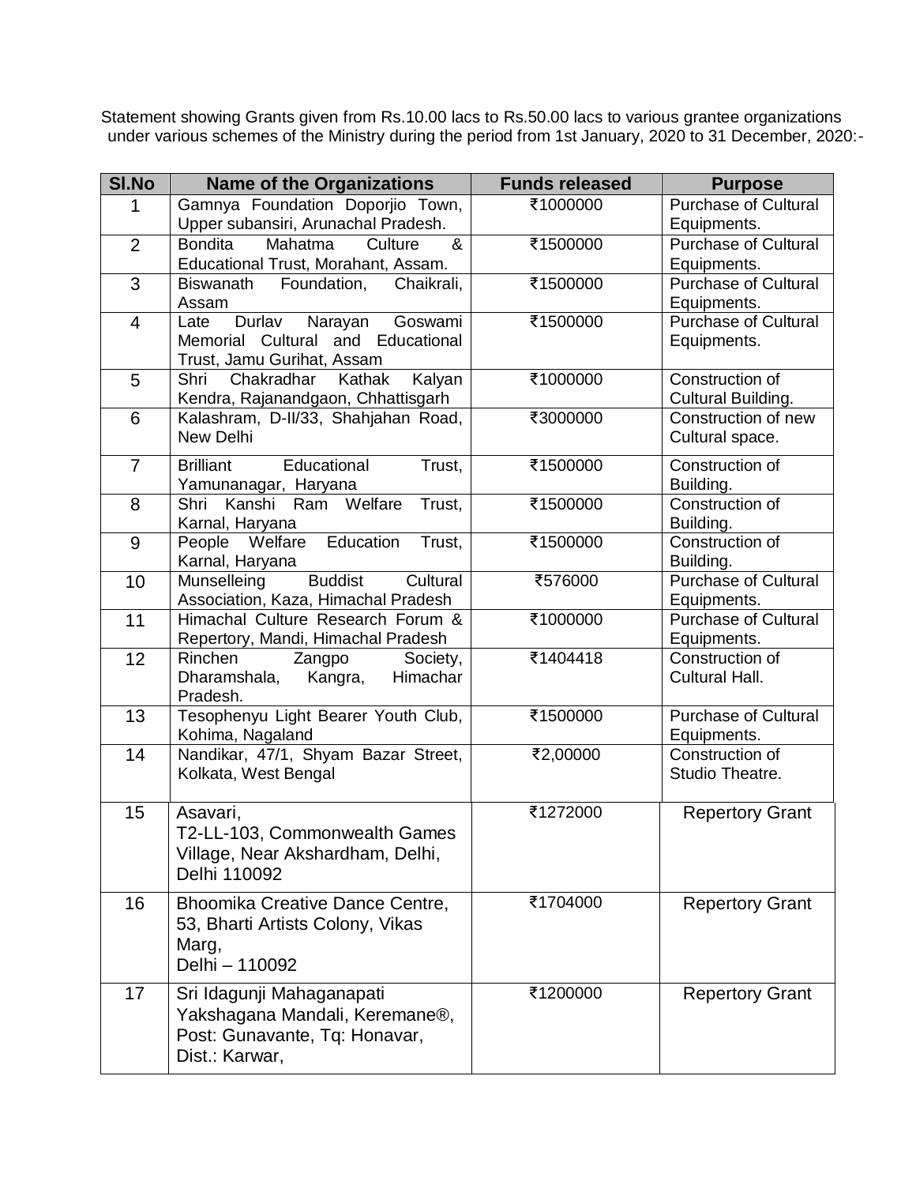Statement showing Grants given from Rs.10.00 lacs to Rs.50.00 lacs to various grantee organizations under various schemes of the Ministry during the period from 1st January, 2020 to 31 December, 2020:-

| Sl.No | Name of the Organizations | Funds released | Purpose |
|---|---|---|---|
| 1 | Gamnya Foundation Doporjio Town, Upper subansiri, Arunachal Pradesh. | ₹1000000 | Purchase of Cultural Equipments. |
| 2 | Bondita Mahatma Culture & Educational Trust, Morahant, Assam. | ₹1500000 | Purchase of Cultural Equipments. |
| 3 | Biswanath Foundation, Chaikrali, Assam | ₹1500000 | Purchase of Cultural Equipments. |
| 4 | Late Durlav Narayan Goswami Memorial Cultural and Educational Trust, Jamu Gurihat, Assam | ₹1500000 | Purchase of Cultural Equipments. |
| 5 | Shri Chakradhar Kathak Kalyan Kendra, Rajanandgaon, Chhattisgarh | ₹1000000 | Construction of Cultural Building. |
| 6 | Kalashram, D-II/33, Shahjahan Road, New Delhi | ₹3000000 | Construction of new Cultural space. |
| 7 | Brilliant Educational Trust, Yamunanagar, Haryana | ₹1500000 | Construction of Building. |
| 8 | Shri Kanshi Ram Welfare Trust, Karnal, Haryana | ₹1500000 | Construction of Building. |
| 9 | People Welfare Education Trust, Karnal, Haryana | ₹1500000 | Construction of Building. |
| 10 | Munselleing Buddist Cultural Association, Kaza, Himachal Pradesh | ₹576000 | Purchase of Cultural Equipments. |
| 11 | Himachal Culture Research Forum & Repertory, Mandi, Himachal Pradesh | ₹1000000 | Purchase of Cultural Equipments. |
| 12 | Rinchen Zangpo Society, Dharamshala, Kangra, Himachar Pradesh. | ₹1404418 | Construction of Cultural Hall. |
| 13 | Tesophenyu Light Bearer Youth Club, Kohima, Nagaland | ₹1500000 | Purchase of Cultural Equipments. |
| 14 | Nandikar, 47/1, Shyam Bazar Street, Kolkata, West Bengal | ₹2,00000 | Construction of Studio Theatre. |
| 15 | Asavari, T2-LL-103, Commonwealth Games Village, Near Akshardham, Delhi, Delhi 110092 | ₹1272000 | Repertory Grant |
| 16 | Bhoomika Creative Dance Centre, 53, Bharti Artists Colony, Vikas Marg, Delhi – 110092 | ₹1704000 | Repertory Grant |
| 17 | Sri Idagunji Mahaganapati Yakshagana Mandali, Keremane®, Post: Gunavante, Tq: Honavar, Dist.: Karwar, | ₹1200000 | Repertory Grant |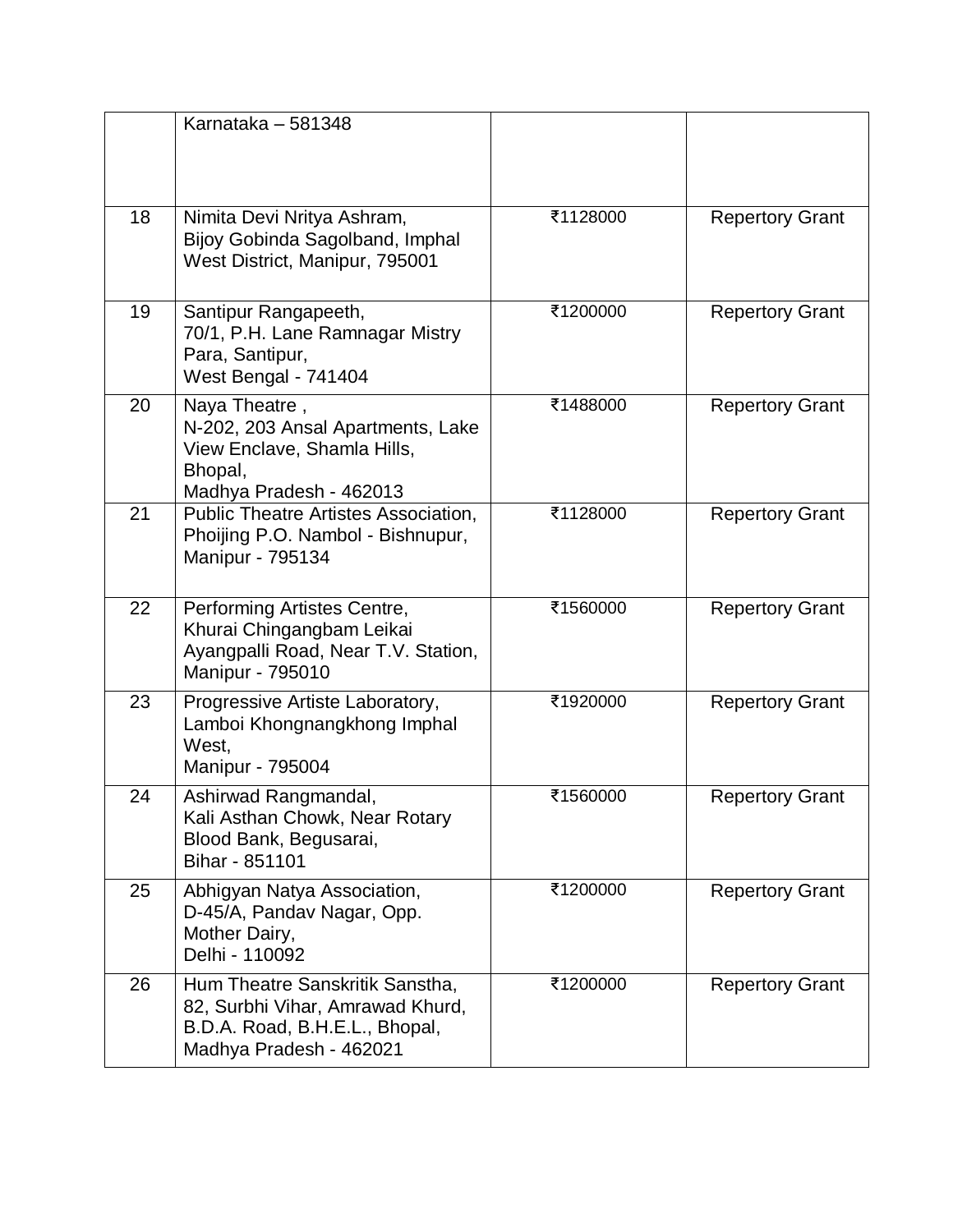| | | | |
|---|---|---|---|
| | Karnataka – 581348 | | |
| 18 | Nimita Devi Nritya Ashram, Bijoy Gobinda Sagolband, Imphal West District, Manipur, 795001 | ₹1128000 | Repertory Grant |
| 19 | Santipur Rangapeeth, 70/1, P.H. Lane Ramnagar Mistry Para, Santipur, West Bengal - 741404 | ₹1200000 | Repertory Grant |
| 20 | Naya Theatre , N-202, 203 Ansal Apartments, Lake View Enclave, Shamla Hills, Bhopal, Madhya Pradesh - 462013 | ₹1488000 | Repertory Grant |
| 21 | Public Theatre Artistes Association, Phoijing P.O. Nambol - Bishnupur, Manipur - 795134 | ₹1128000 | Repertory Grant |
| 22 | Performing Artistes Centre, Khurai Chingangbam Leikai Ayangpalli Road, Near T.V. Station, Manipur - 795010 | ₹1560000 | Repertory Grant |
| 23 | Progressive Artiste Laboratory, Lamboi Khongnangkhong Imphal West, Manipur - 795004 | ₹1920000 | Repertory Grant |
| 24 | Ashirwad Rangmandal, Kali Asthan Chowk, Near Rotary Blood Bank, Begusarai, Bihar - 851101 | ₹1560000 | Repertory Grant |
| 25 | Abhigyan Natya Association, D-45/A, Pandav Nagar, Opp. Mother Dairy, Delhi - 110092 | ₹1200000 | Repertory Grant |
| 26 | Hum Theatre Sanskritik Sanstha, 82, Surbhi Vihar, Amrawad Khurd, B.D.A. Road, B.H.E.L., Bhopal, Madhya Pradesh - 462021 | ₹1200000 | Repertory Grant |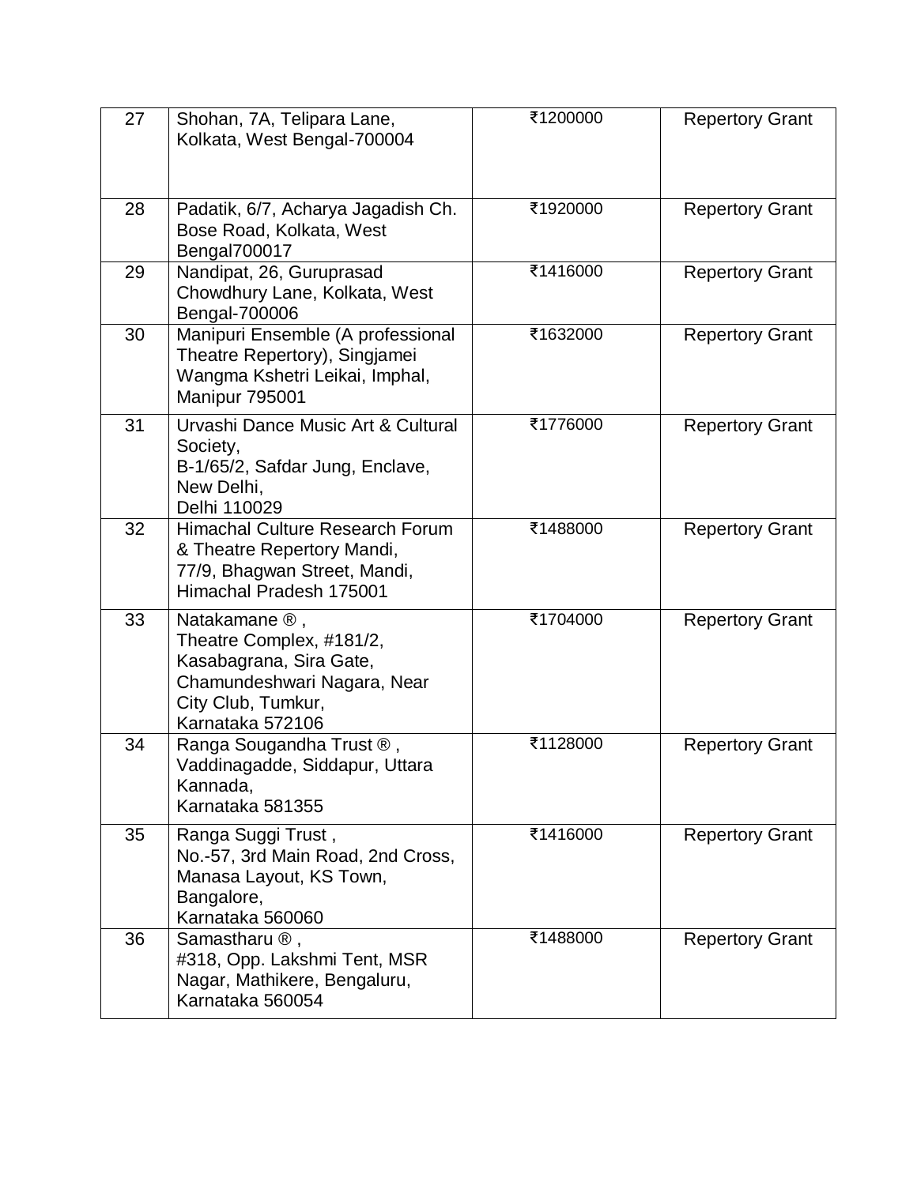| 27 | Shohan, 7A, Telipara Lane, Kolkata, West Bengal-700004 | ₹1200000 | Repertory Grant |
|---|---|---|---|
| 28 | Padatik, 6/7, Acharya Jagadish Ch. Bose Road, Kolkata, West Bengal700017 | ₹1920000 | Repertory Grant |
| 29 | Nandipat, 26, Guruprasad Chowdhury Lane, Kolkata, West Bengal-700006 | ₹1416000 | Repertory Grant |
| 30 | Manipuri Ensemble (A professional Theatre Repertory), Singjamei Wangma Kshetri Leikai, Imphal, Manipur 795001 | ₹1632000 | Repertory Grant |
| 31 | Urvashi Dance Music Art & Cultural Society, B-1/65/2, Safdar Jung, Enclave, New Delhi, Delhi 110029 | ₹1776000 | Repertory Grant |
| 32 | Himachal Culture Research Forum & Theatre Repertory Mandi, 77/9, Bhagwan Street, Mandi, Himachal Pradesh 175001 | ₹1488000 | Repertory Grant |
| 33 | Natakamane ®, Theatre Complex, #181/2, Kasabagrana, Sira Gate, Chamundeshwari Nagara, Near City Club, Tumkur, Karnataka 572106 | ₹1704000 | Repertory Grant |
| 34 | Ranga Sougandha Trust ®, Vaddinagadde, Siddapur, Uttara Kannada, Karnataka 581355 | ₹1128000 | Repertory Grant |
| 35 | Ranga Suggi Trust, No.-57, 3rd Main Road, 2nd Cross, Manasa Layout, KS Town, Bangalore, Karnataka 560060 | ₹1416000 | Repertory Grant |
| 36 | Samastharu ®, #318, Opp. Lakshmi Tent, MSR Nagar, Mathikere, Bengaluru, Karnataka 560054 | ₹1488000 | Repertory Grant |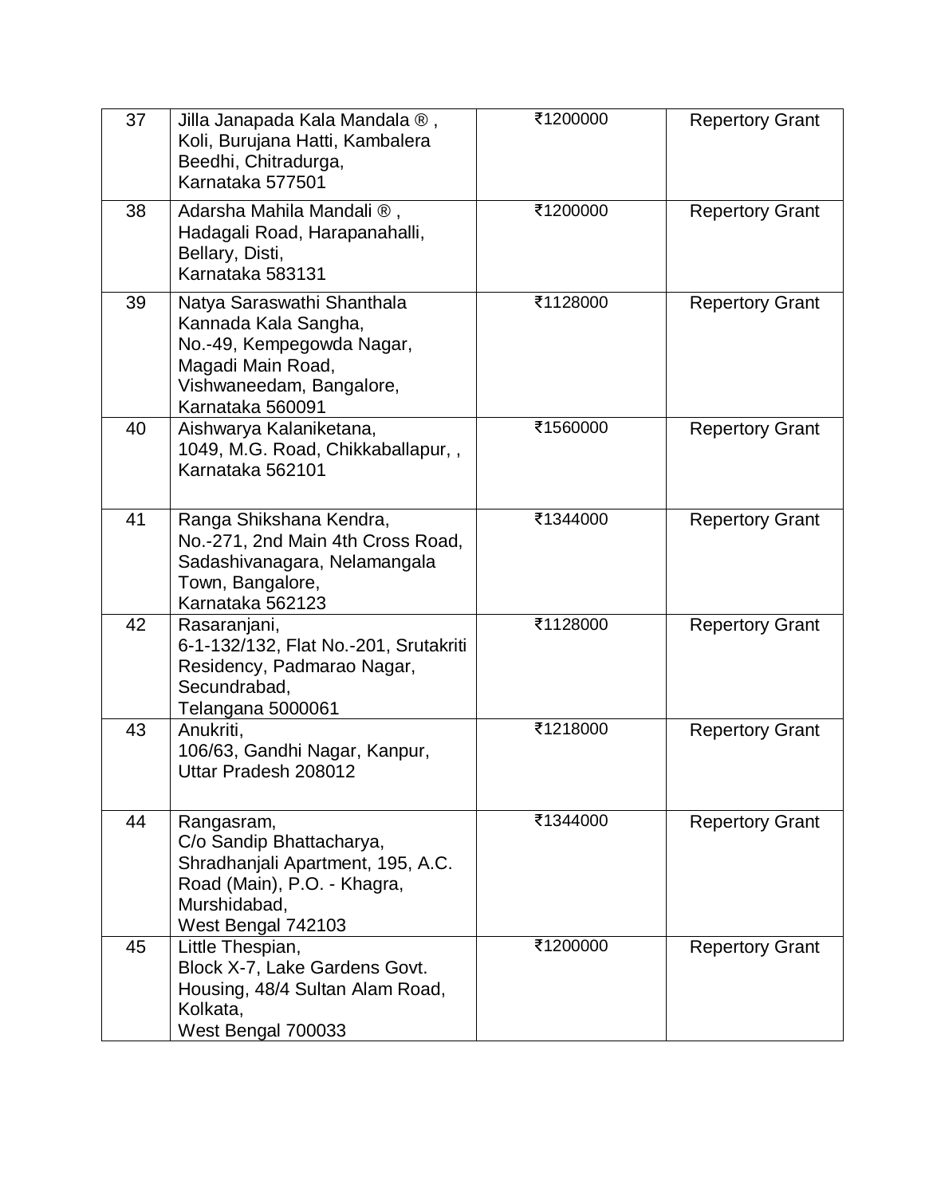| 37 | Jilla Janapada Kala Mandala ® , Koli, Burujana Hatti, Kambalera Beedhi, Chitradurga, Karnataka 577501 | ₹1200000 | Repertory Grant |
|---|---|---|---|
| 38 | Adarsha Mahila Mandali ® , Hadagali Road, Harapanahalli, Bellary, Disti, Karnataka 583131 | ₹1200000 | Repertory Grant |
| 39 | Natya Saraswathi Shanthala Kannada Kala Sangha, No.-49, Kempegowda Nagar, Magadi Main Road, Vishwaneedam, Bangalore, Karnataka 560091 | ₹1128000 | Repertory Grant |
| 40 | Aishwarya Kalaniketana, 1049, M.G. Road, Chikkaballapur, , Karnataka 562101 | ₹1560000 | Repertory Grant |
| 41 | Ranga Shikshana Kendra, No.-271, 2nd Main 4th Cross Road, Sadashivanagara, Nelamangala Town, Bangalore, Karnataka 562123 | ₹1344000 | Repertory Grant |
| 42 | Rasaranjani, 6-1-132/132, Flat No.-201, Srutakriti Residency, Padmarao Nagar, Secundrabad, Telangana 5000061 | ₹1128000 | Repertory Grant |
| 43 | Anukriti, 106/63, Gandhi Nagar, Kanpur, Uttar Pradesh 208012 | ₹1218000 | Repertory Grant |
| 44 | Rangasram, C/o Sandip Bhattacharya, Shradhanjali Apartment, 195, A.C. Road (Main), P.O. - Khagra, Murshidabad, West Bengal 742103 | ₹1344000 | Repertory Grant |
| 45 | Little Thespian, Block X-7, Lake Gardens Govt. Housing, 48/4 Sultan Alam Road, Kolkata, West Bengal 700033 | ₹1200000 | Repertory Grant |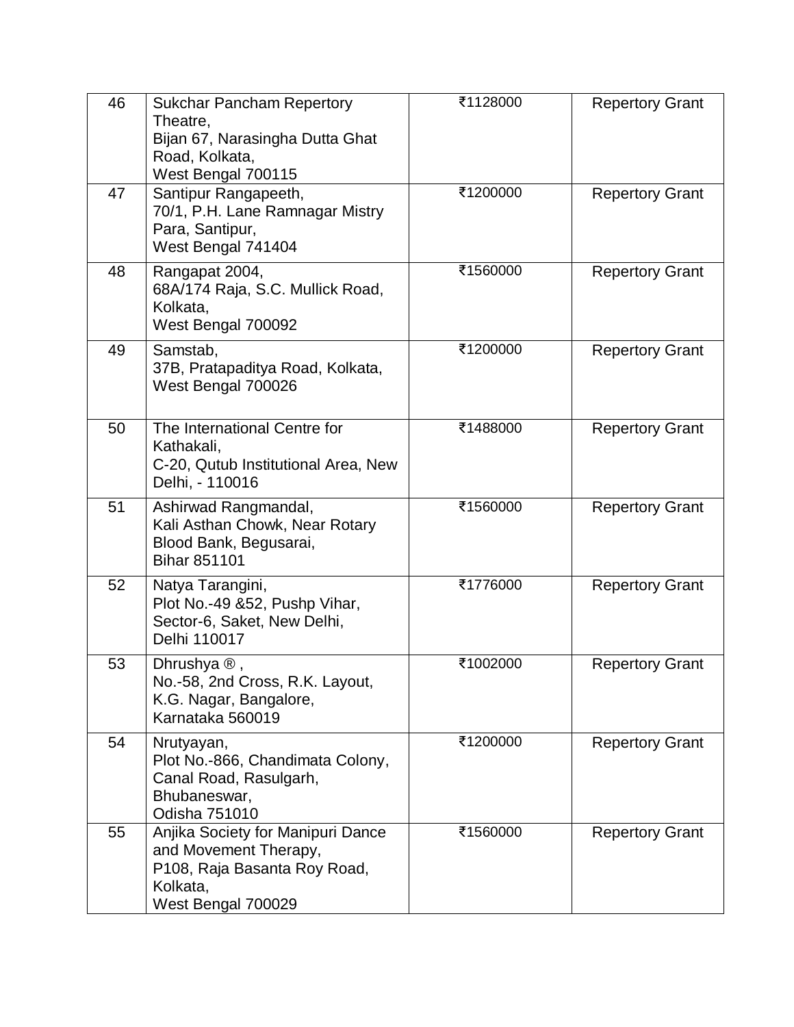| 46 | Sukchar Pancham Repertory Theatre, Bijan 67, Narasingha Dutta Ghat Road, Kolkata, West Bengal 700115 | ₹1128000 | Repertory Grant |
|---|---|---|---|
| 47 | Santipur Rangapeeth, 70/1, P.H. Lane Ramnagar Mistry Para, Santipur, West Bengal 741404 | ₹1200000 | Repertory Grant |
| 48 | Rangapat 2004, 68A/174 Raja, S.C. Mullick Road, Kolkata, West Bengal 700092 | ₹1560000 | Repertory Grant |
| 49 | Samstab, 37B, Pratapaditya Road, Kolkata, West Bengal 700026 | ₹1200000 | Repertory Grant |
| 50 | The International Centre for Kathakali, C-20, Qutub Institutional Area, New Delhi, - 110016 | ₹1488000 | Repertory Grant |
| 51 | Ashirwad Rangmandal, Kali Asthan Chowk, Near Rotary Blood Bank, Begusarai, Bihar 851101 | ₹1560000 | Repertory Grant |
| 52 | Natya Tarangini, Plot No.-49 &52, Pushp Vihar, Sector-6, Saket, New Delhi, Delhi 110017 | ₹1776000 | Repertory Grant |
| 53 | Dhrushya ® , No.-58, 2nd Cross, R.K. Layout, K.G. Nagar, Bangalore, Karnataka 560019 | ₹1002000 | Repertory Grant |
| 54 | Nrutyayan, Plot No.-866, Chandimata Colony, Canal Road, Rasulgarh, Bhubaneswar, Odisha 751010 | ₹1200000 | Repertory Grant |
| 55 | Anjika Society for Manipuri Dance and Movement Therapy, P108, Raja Basanta Roy Road, Kolkata, West Bengal 700029 | ₹1560000 | Repertory Grant |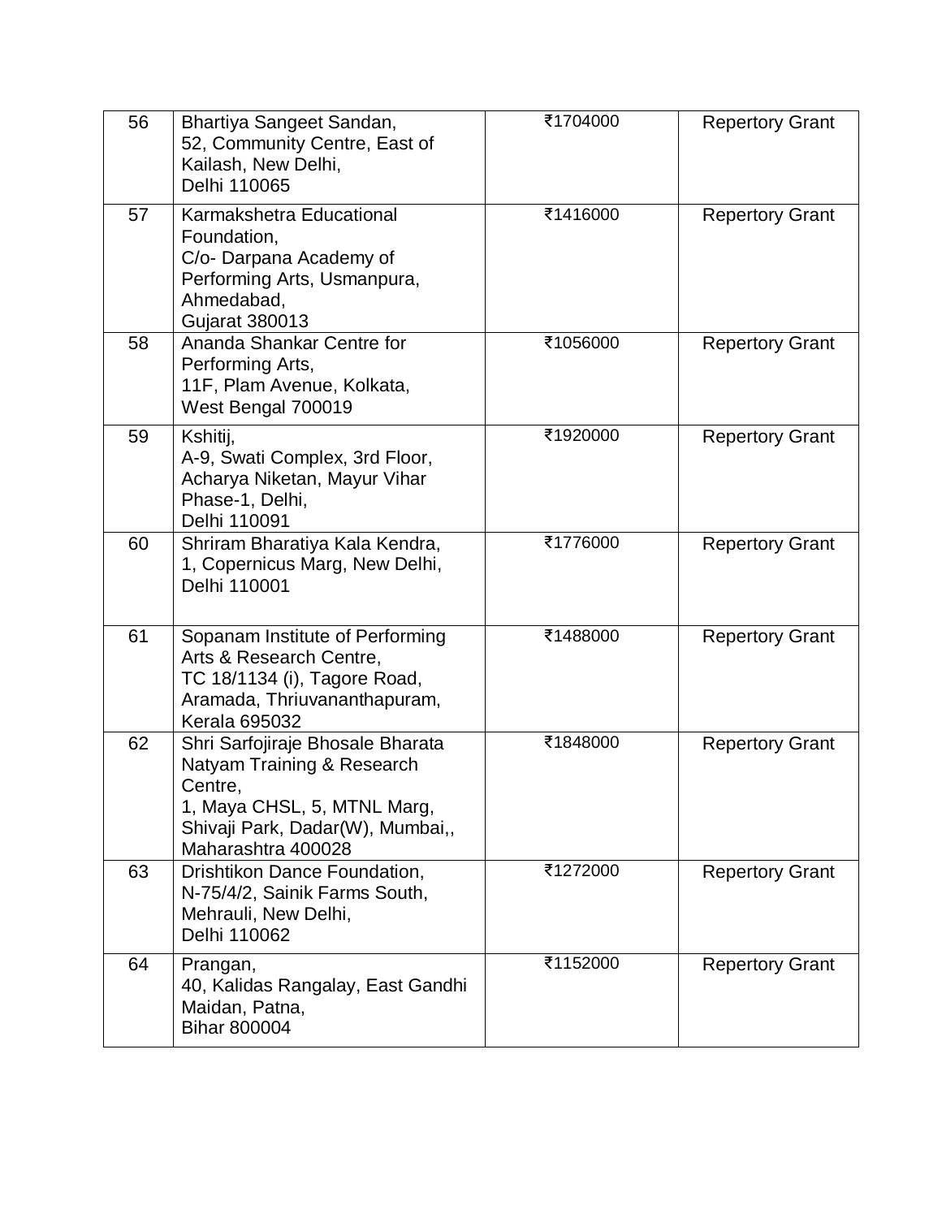| 56 | Bhartiya Sangeet Sandan, 52, Community Centre, East of Kailash, New Delhi, Delhi 110065 | ₹1704000 | Repertory Grant |
|---|---|---|---|
| 57 | Karmakshetra Educational Foundation, C/o- Darpana Academy of Performing Arts, Usmanpura, Ahmedabad, Gujarat 380013 | ₹1416000 | Repertory Grant |
| 58 | Ananda Shankar Centre for Performing Arts, 11F, Plam Avenue, Kolkata, West Bengal 700019 | ₹1056000 | Repertory Grant |
| 59 | Kshitij, A-9, Swati Complex, 3rd Floor, Acharya Niketan, Mayur Vihar Phase-1, Delhi, Delhi 110091 | ₹1920000 | Repertory Grant |
| 60 | Shriram Bharatiya Kala Kendra, 1, Copernicus Marg, New Delhi, Delhi 110001 | ₹1776000 | Repertory Grant |
| 61 | Sopanam Institute of Performing Arts & Research Centre, TC 18/1134 (i), Tagore Road, Aramada, Thriuvananthapuram, Kerala 695032 | ₹1488000 | Repertory Grant |
| 62 | Shri Sarfojiraje Bhosale Bharata Natyam Training & Research Centre, 1, Maya CHSL, 5, MTNL Marg, Shivaji Park, Dadar(W), Mumbai,, Maharashtra 400028 | ₹1848000 | Repertory Grant |
| 63 | Drishtikon Dance Foundation, N-75/4/2, Sainik Farms South, Mehrauli, New Delhi, Delhi 110062 | ₹1272000 | Repertory Grant |
| 64 | Prangan, 40, Kalidas Rangalay, East Gandhi Maidan, Patna, Bihar 800004 | ₹1152000 | Repertory Grant |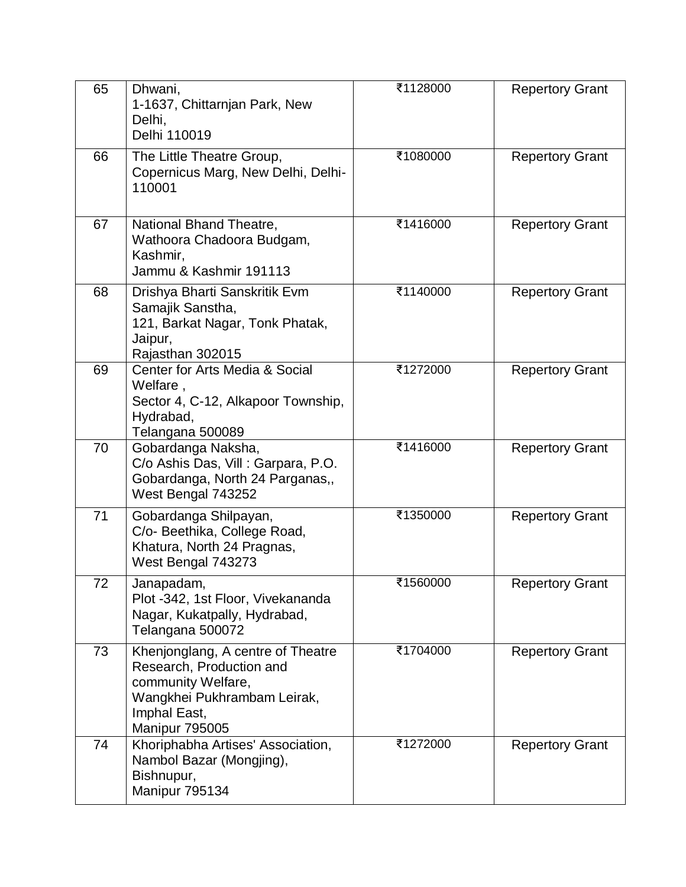| 65 | Dhwani, 1-1637, Chittarnjan Park, New Delhi, Delhi 110019 | ₹1128000 | Repertory Grant |
|---|---|---|---|
| 66 | The Little Theatre Group, Copernicus Marg, New Delhi, Delhi-110001 | ₹1080000 | Repertory Grant |
| 67 | National Bhand Theatre, Wathoora Chadoora Budgam, Kashmir, Jammu & Kashmir 191113 | ₹1416000 | Repertory Grant |
| 68 | Drishya Bharti Sanskritik Evm Samajik Sanstha, 121, Barkat Nagar, Tonk Phatak, Jaipur, Rajasthan 302015 | ₹1140000 | Repertory Grant |
| 69 | Center for Arts Media & Social Welfare , Sector 4, C-12, Alkapoor Township, Hydrabad, Telangana 500089 | ₹1272000 | Repertory Grant |
| 70 | Gobardanga Naksha, C/o Ashis Das, Vill : Garpara, P.O. Gobardanga, North 24 Parganas,, West Bengal 743252 | ₹1416000 | Repertory Grant |
| 71 | Gobardanga Shilpayan, C/o- Beethika, College Road, Khatura, North 24 Pragnas, West Bengal 743273 | ₹1350000 | Repertory Grant |
| 72 | Janapadam, Plot -342, 1st Floor, Vivekananda Nagar, Kukatpally, Hydrabad, Telangana 500072 | ₹1560000 | Repertory Grant |
| 73 | Khenjonglang, A centre of Theatre Research, Production and community Welfare, Wangkhei Pukhrambam Leirak, Imphal East, Manipur 795005 | ₹1704000 | Repertory Grant |
| 74 | Khoriphabha Artises' Association, Nambol Bazar (Mongjing), Bishnupur, Manipur 795134 | ₹1272000 | Repertory Grant |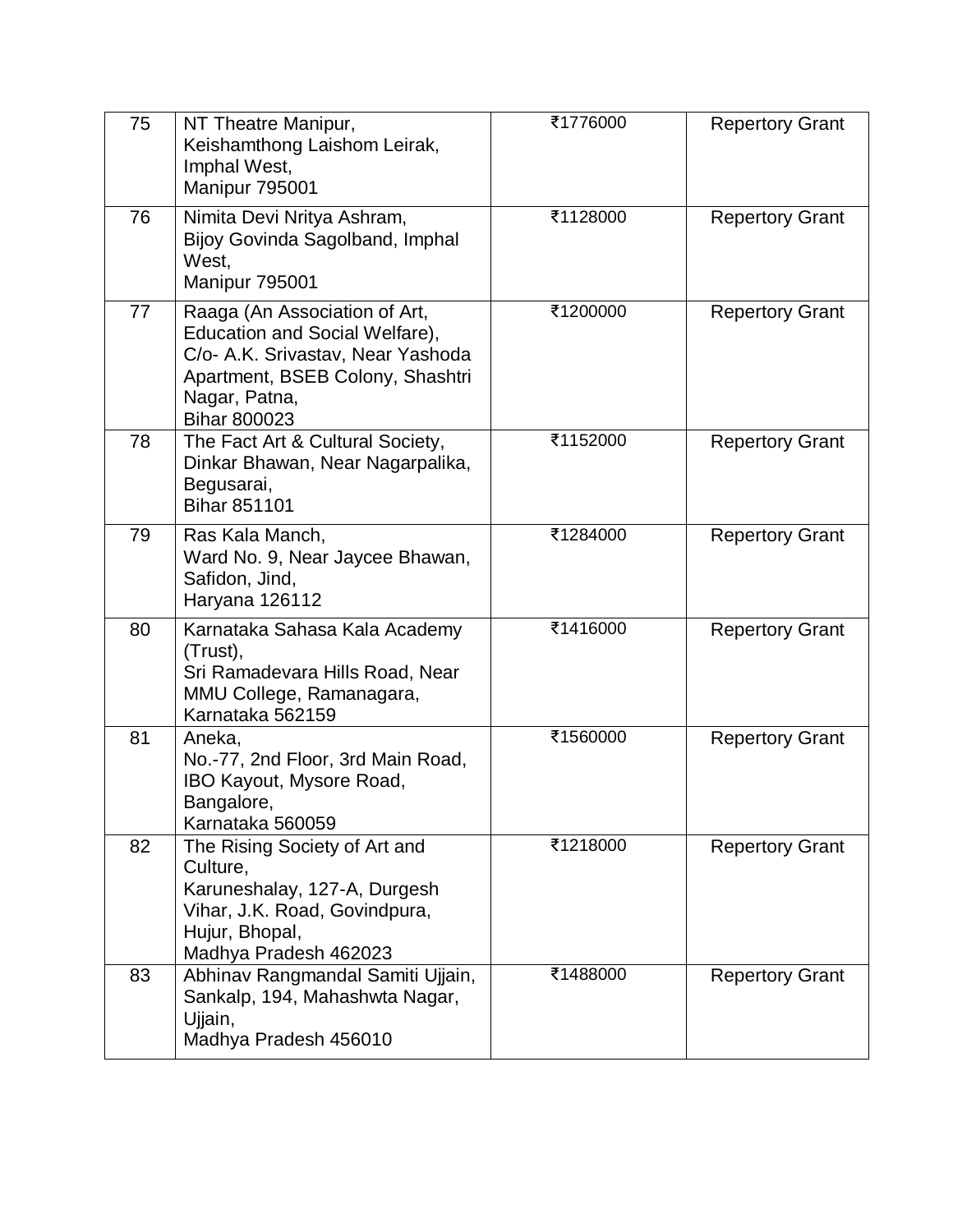| 75 | NT Theatre Manipur, Keishamthong Laishom Leirak, Imphal West, Manipur 795001 | ₹1776000 | Repertory Grant |
|---|---|---|---|
| 76 | Nimita Devi Nritya Ashram, Bijoy Govinda Sagolband, Imphal West, Manipur 795001 | ₹1128000 | Repertory Grant |
| 77 | Raaga (An Association of Art, Education and Social Welfare), C/o- A.K. Srivastav, Near Yashoda Apartment, BSEB Colony, Shashtri Nagar, Patna, Bihar 800023 | ₹1200000 | Repertory Grant |
| 78 | The Fact Art & Cultural Society, Dinkar Bhawan, Near Nagarpalika, Begusarai, Bihar 851101 | ₹1152000 | Repertory Grant |
| 79 | Ras Kala Manch, Ward No. 9, Near Jaycee Bhawan, Safidon, Jind, Haryana 126112 | ₹1284000 | Repertory Grant |
| 80 | Karnataka Sahasa Kala Academy (Trust), Sri Ramadevara Hills Road, Near MMU College, Ramanagara, Karnataka 562159 | ₹1416000 | Repertory Grant |
| 81 | Aneka, No.-77, 2nd Floor, 3rd Main Road, IBO Kayout, Mysore Road, Bangalore, Karnataka 560059 | ₹1560000 | Repertory Grant |
| 82 | The Rising Society of Art and Culture, Karuneshalay, 127-A, Durgesh Vihar, J.K. Road, Govindpura, Hujur, Bhopal, Madhya Pradesh 462023 | ₹1218000 | Repertory Grant |
| 83 | Abhinav Rangmandal Samiti Ujjain, Sankalp, 194, Mahashwta Nagar, Ujjain, Madhya Pradesh 456010 | ₹1488000 | Repertory Grant |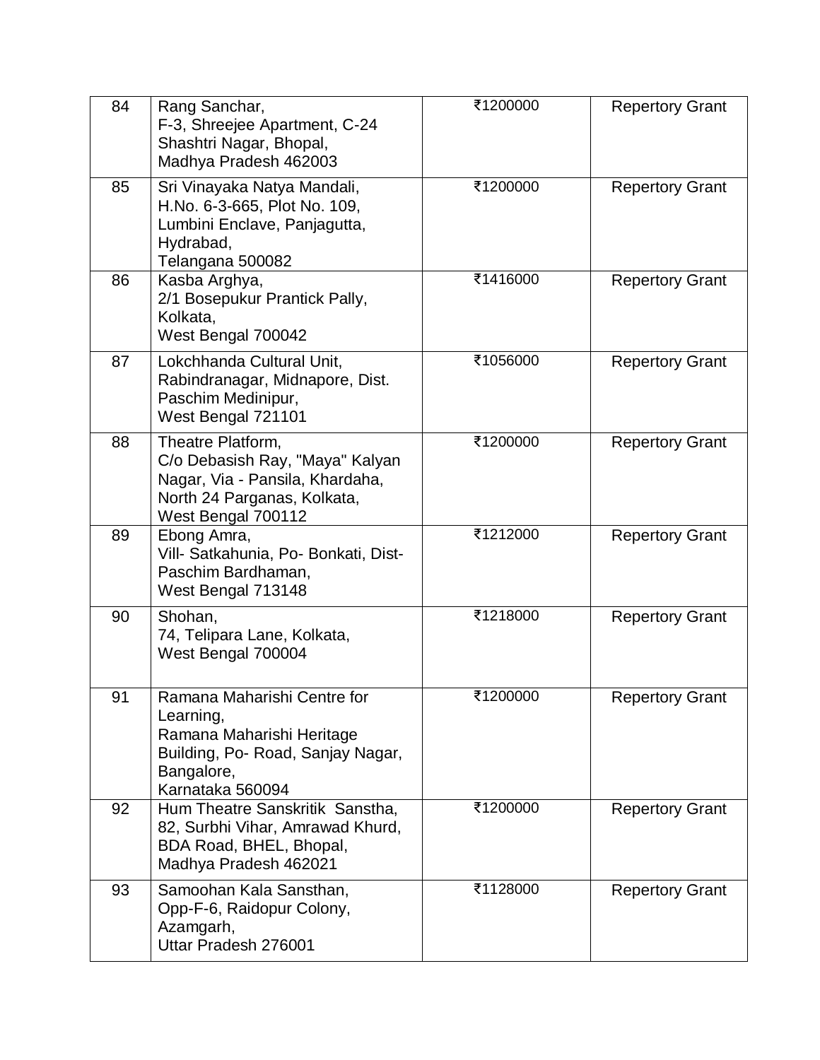| 84 | Rang Sanchar,<br>F-3, Shreejee Apartment, C-24<br>Shashtri Nagar, Bhopal,<br>Madhya Pradesh 462003 | ₹1200000 | Repertory Grant |
|---|---|---|---|
| 85 | Sri Vinayaka Natya Mandali,<br>H.No. 6-3-665, Plot No. 109,<br>Lumbini Enclave, Panjagutta,<br>Hydrabad,<br>Telangana 500082 | ₹1200000 | Repertory Grant |
| 86 | Kasba Arghya,<br>2/1 Bosepukur Prantick Pally,<br>Kolkata,<br>West Bengal 700042 | ₹1416000 | Repertory Grant |
| 87 | Lokchhanda Cultural Unit,<br>Rabindranagar, Midnapore, Dist.<br>Paschim Medinipur,<br>West Bengal 721101 | ₹1056000 | Repertory Grant |
| 88 | Theatre Platform,<br>C/o Debasish Ray, "Maya" Kalyan<br>Nagar, Via - Pansila, Khardaha,<br>North 24 Parganas, Kolkata,<br>West Bengal 700112 | ₹1200000 | Repertory Grant |
| 89 | Ebong Amra,<br>Vill- Satkahunia, Po- Bonkati, Dist-<br>Paschim Bardhaman,<br>West Bengal 713148 | ₹1212000 | Repertory Grant |
| 90 | Shohan,<br>74, Telipara Lane, Kolkata,<br>West Bengal 700004 | ₹1218000 | Repertory Grant |
| 91 | Ramana Maharishi Centre for<br>Learning,<br>Ramana Maharishi Heritage<br>Building, Po- Road, Sanjay Nagar,<br>Bangalore,<br>Karnataka 560094 | ₹1200000 | Repertory Grant |
| 92 | Hum Theatre Sanskritik Sanstha,<br>82, Surbhi Vihar, Amrawad Khurd,<br>BDA Road, BHEL, Bhopal,<br>Madhya Pradesh 462021 | ₹1200000 | Repertory Grant |
| 93 | Samoohan Kala Sansthan,<br>Opp-F-6, Raidopur Colony,<br>Azamgarh,<br>Uttar Pradesh 276001 | ₹1128000 | Repertory Grant |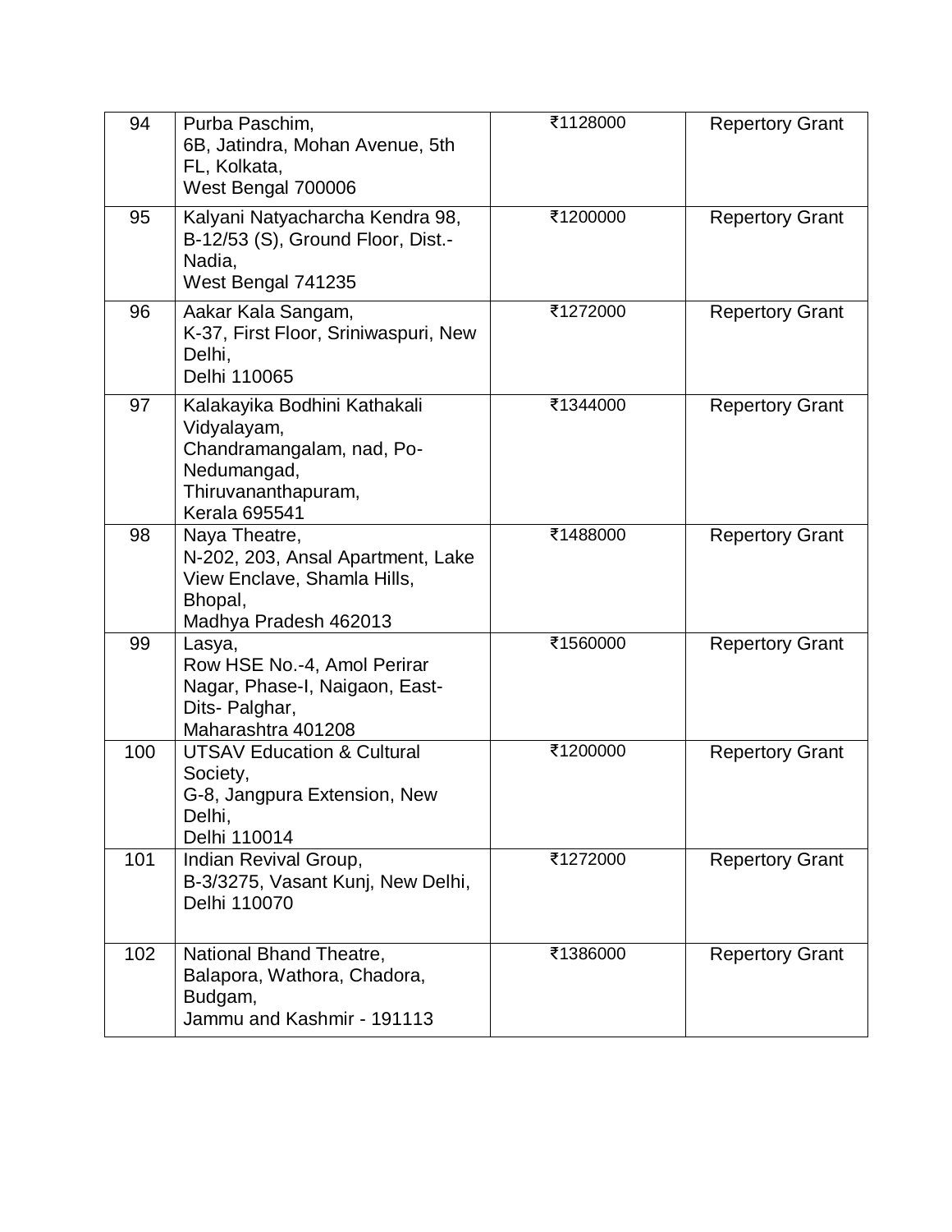| 94 | Purba Paschim,<br>6B, Jatindra, Mohan Avenue, 5th FL, Kolkata,<br>West Bengal 700006 | ₹1128000 | Repertory Grant |
|---|---|---|---|
| 95 | Kalyani Natyacharcha Kendra 98, B-12/53 (S), Ground Floor, Dist.- Nadia,<br>West Bengal 741235 | ₹1200000 | Repertory Grant |
| 96 | Aakar Kala Sangam,<br>K-37, First Floor, Sriniwaspuri, New Delhi,<br>Delhi 110065 | ₹1272000 | Repertory Grant |
| 97 | Kalakayika Bodhini Kathakali Vidyalayam,<br>Chandramangalam, nad, Po-Nedumangad,<br>Thiruvananthapuram,<br>Kerala 695541 | ₹1344000 | Repertory Grant |
| 98 | Naya Theatre,<br>N-202, 203, Ansal Apartment, Lake View Enclave, Shamla Hills, Bhopal,<br>Madhya Pradesh 462013 | ₹1488000 | Repertory Grant |
| 99 | Lasya,<br>Row HSE No.-4, Amol Perirar Nagar, Phase-I, Naigaon, East-Dits- Palghar,<br>Maharashtra 401208 | ₹1560000 | Repertory Grant |
| 100 | UTSAV Education & Cultural Society,<br>G-8, Jangpura Extension, New Delhi,<br>Delhi 110014 | ₹1200000 | Repertory Grant |
| 101 | Indian Revival Group,<br>B-3/3275, Vasant Kunj, New Delhi,<br>Delhi 110070 | ₹1272000 | Repertory Grant |
| 102 | National Bhand Theatre,<br>Balapora, Wathora, Chadora, Budgam,<br>Jammu and Kashmir - 191113 | ₹1386000 | Repertory Grant |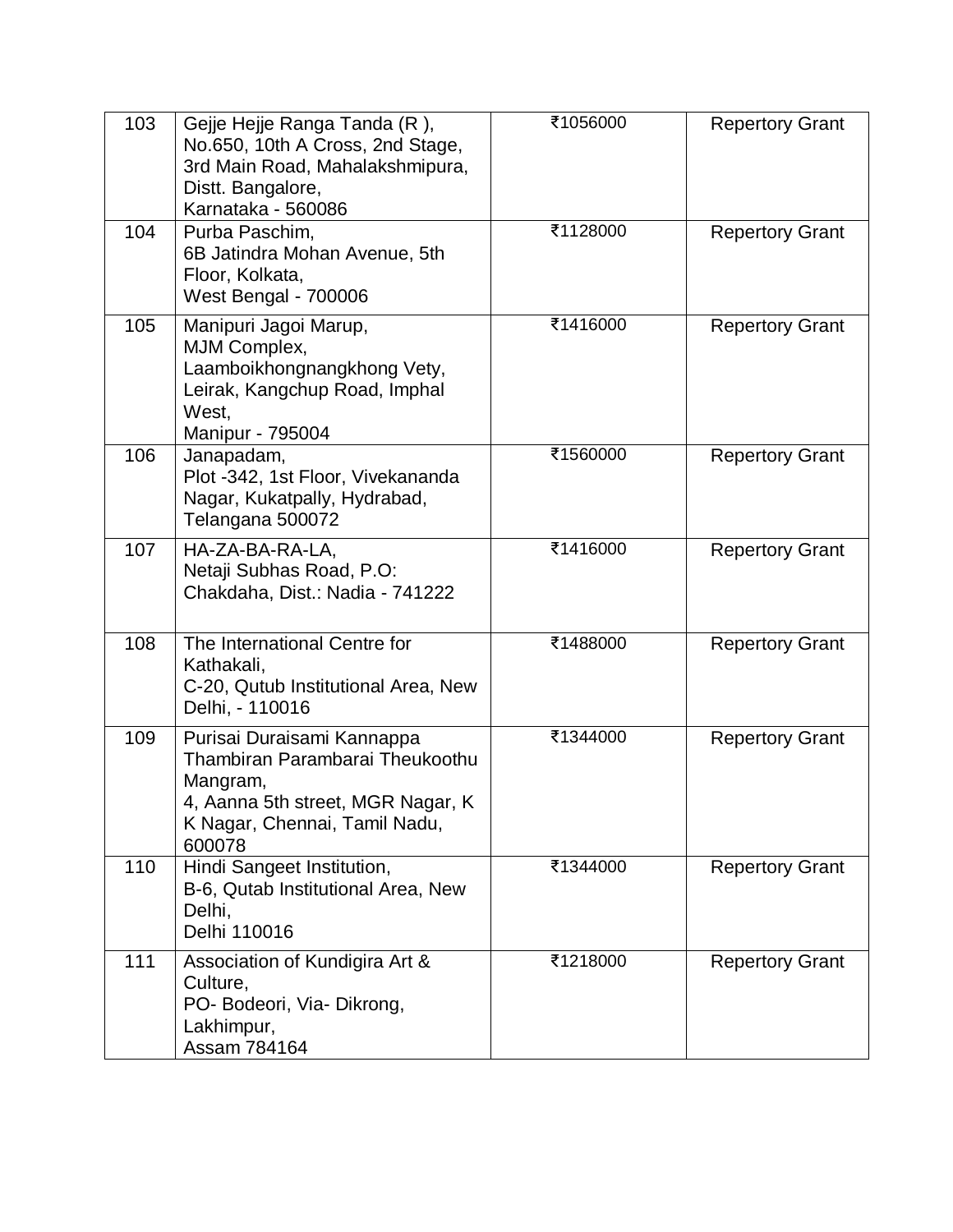| | | | |
|---|---|---|---|
| 103 | Gejje Hejje Ranga Tanda (R ), No.650, 10th A Cross, 2nd Stage, 3rd Main Road, Mahalakshmipura, Distt. Bangalore, Karnataka - 560086 | ₹1056000 | Repertory Grant |
| 104 | Purba Paschim, 6B Jatindra Mohan Avenue, 5th Floor, Kolkata, West Bengal - 700006 | ₹1128000 | Repertory Grant |
| 105 | Manipuri Jagoi Marup, MJM Complex, Laamboikhongnangkhong Vety, Leirak, Kangchup Road, Imphal West, Manipur - 795004 | ₹1416000 | Repertory Grant |
| 106 | Janapadam, Plot -342, 1st Floor, Vivekananda Nagar, Kukatpally, Hydrabad, Telangana 500072 | ₹1560000 | Repertory Grant |
| 107 | HA-ZA-BA-RA-LA, Netaji Subhas Road, P.O: Chakdaha, Dist.: Nadia - 741222 | ₹1416000 | Repertory Grant |
| 108 | The International Centre for Kathakali, C-20, Qutub Institutional Area, New Delhi, - 110016 | ₹1488000 | Repertory Grant |
| 109 | Purisai Duraisami Kannappa Thambiran Parambarai Theukoothu Mangram, 4, Aanna 5th street, MGR Nagar, K K Nagar, Chennai, Tamil Nadu, 600078 | ₹1344000 | Repertory Grant |
| 110 | Hindi Sangeet Institution, B-6, Qutab Institutional Area, New Delhi, Delhi 110016 | ₹1344000 | Repertory Grant |
| 111 | Association of Kundigira Art & Culture, PO- Bodeori, Via- Dikrong, Lakhimpur, Assam 784164 | ₹1218000 | Repertory Grant |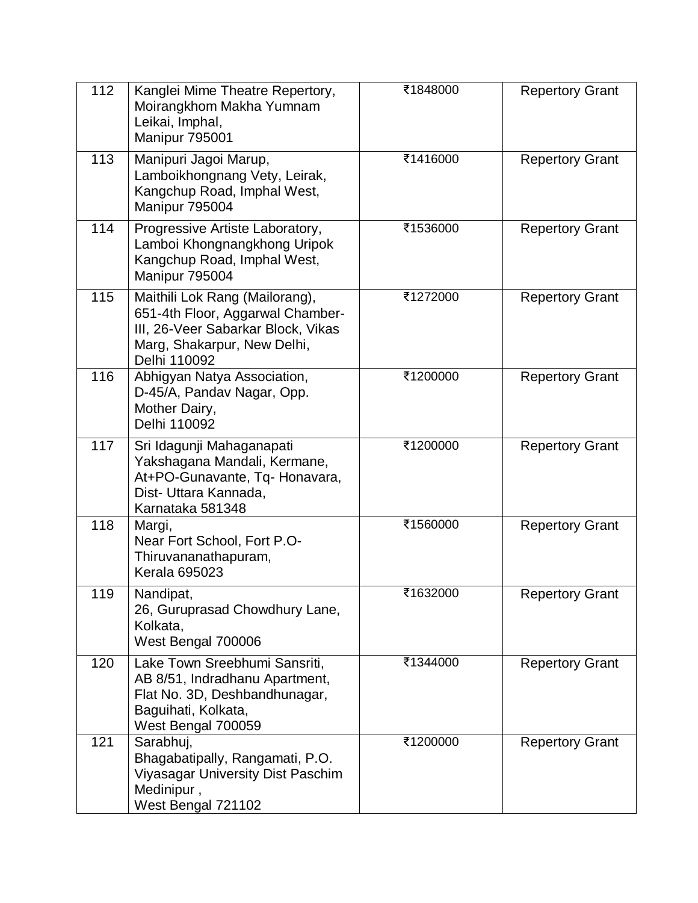| 112 | Kanglei Mime Theatre Repertory, Moirangkhom Makha Yumnam Leikai, Imphal, Manipur 795001 | ₹1848000 | Repertory Grant |
|---|---|---|---|
| 113 | Manipuri Jagoi Marup, Lamboikhongnang Vety, Leirak, Kangchup Road, Imphal West, Manipur 795004 | ₹1416000 | Repertory Grant |
| 114 | Progressive Artiste Laboratory, Lamboi Khongnangkhong Uripok Kangchup Road, Imphal West, Manipur 795004 | ₹1536000 | Repertory Grant |
| 115 | Maithili Lok Rang (Mailorang), 651-4th Floor, Aggarwal Chamber-III, 26-Veer Sabarkar Block, Vikas Marg, Shakarpur, New Delhi, Delhi 110092 | ₹1272000 | Repertory Grant |
| 116 | Abhigyan Natya Association, D-45/A, Pandav Nagar, Opp. Mother Dairy, Delhi 110092 | ₹1200000 | Repertory Grant |
| 117 | Sri Idagunji Mahaganapati Yakshagana Mandali, Kermane, At+PO-Gunavante, Tq- Honavara, Dist- Uttara Kannada, Karnataka 581348 | ₹1200000 | Repertory Grant |
| 118 | Margi, Near Fort School, Fort P.O- Thiruvananathapuram, Kerala 695023 | ₹1560000 | Repertory Grant |
| 119 | Nandipat, 26, Guruprasad Chowdhury Lane, Kolkata, West Bengal 700006 | ₹1632000 | Repertory Grant |
| 120 | Lake Town Sreebhumi Sansriti, AB 8/51, Indradhanu Apartment, Flat No. 3D, Deshbandhunagar, Baguihati, Kolkata, West Bengal 700059 | ₹1344000 | Repertory Grant |
| 121 | Sarabhuj, Bhagabatipally, Rangamati, P.O. Viyasagar University Dist Paschim Medinipur , West Bengal 721102 | ₹1200000 | Repertory Grant |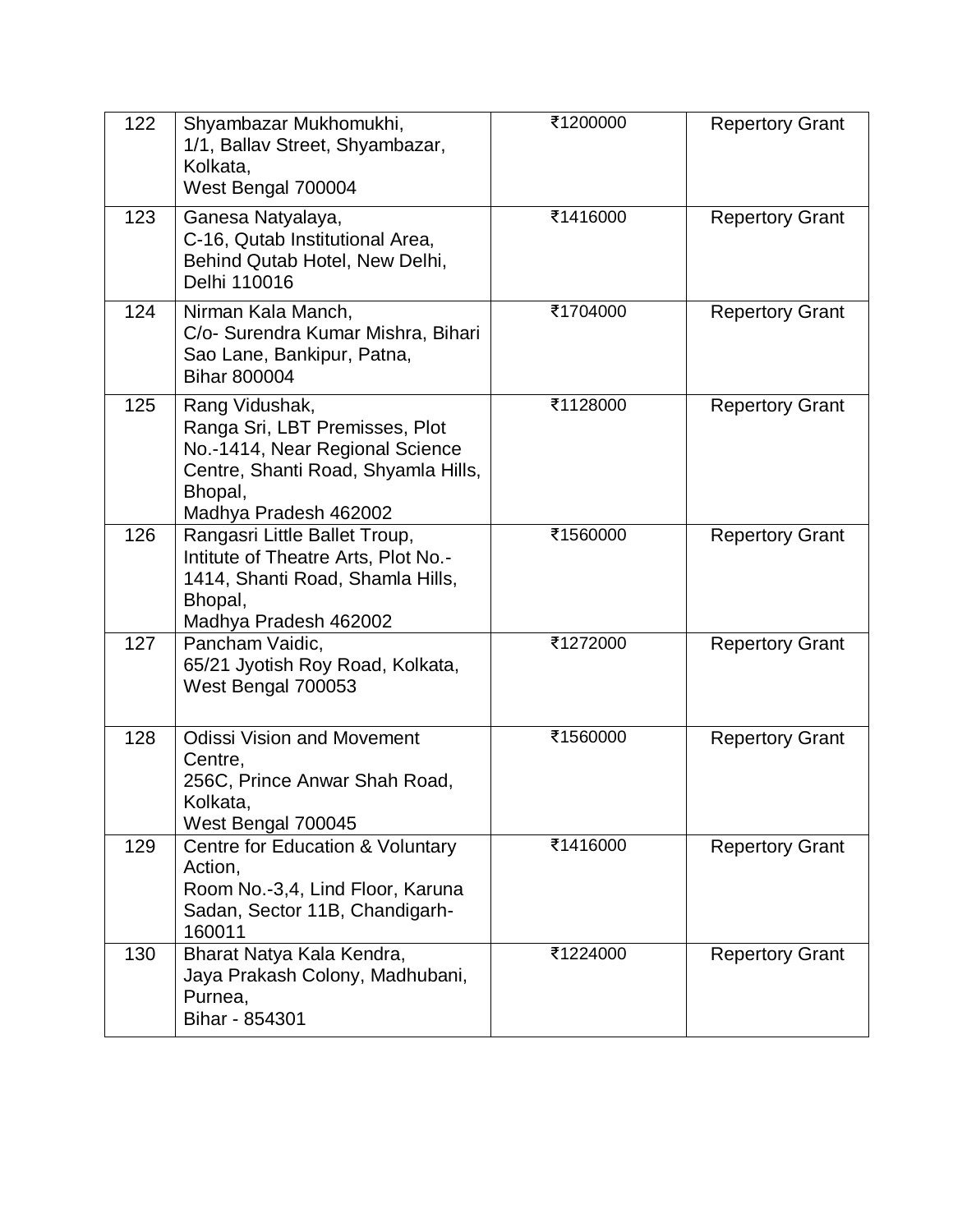| 122 | Shyambazar Mukhomukhi, 1/1, Ballav Street, Shyambazar, Kolkata, West Bengal 700004 | ₹1200000 | Repertory Grant |
|---|---|---|---|
| 123 | Ganesa Natyalaya, C-16, Qutab Institutional Area, Behind Qutab Hotel, New Delhi, Delhi 110016 | ₹1416000 | Repertory Grant |
| 124 | Nirman Kala Manch, C/o- Surendra Kumar Mishra, Bihari Sao Lane, Bankipur, Patna, Bihar 800004 | ₹1704000 | Repertory Grant |
| 125 | Rang Vidushak, Ranga Sri, LBT Premisses, Plot No.-1414, Near Regional Science Centre, Shanti Road, Shyamla Hills, Bhopal, Madhya Pradesh 462002 | ₹1128000 | Repertory Grant |
| 126 | Rangasri Little Ballet Troup, Intitute of Theatre Arts, Plot No.-1414, Shanti Road, Shamla Hills, Bhopal, Madhya Pradesh 462002 | ₹1560000 | Repertory Grant |
| 127 | Pancham Vaidic, 65/21 Jyotish Roy Road, Kolkata, West Bengal 700053 | ₹1272000 | Repertory Grant |
| 128 | Odissi Vision and Movement Centre, 256C, Prince Anwar Shah Road, Kolkata, West Bengal 700045 | ₹1560000 | Repertory Grant |
| 129 | Centre for Education & Voluntary Action, Room No.-3,4, Lind Floor, Karuna Sadan, Sector 11B, Chandigarh-160011 | ₹1416000 | Repertory Grant |
| 130 | Bharat Natya Kala Kendra, Jaya Prakash Colony, Madhubani, Purnea, Bihar - 854301 | ₹1224000 | Repertory Grant |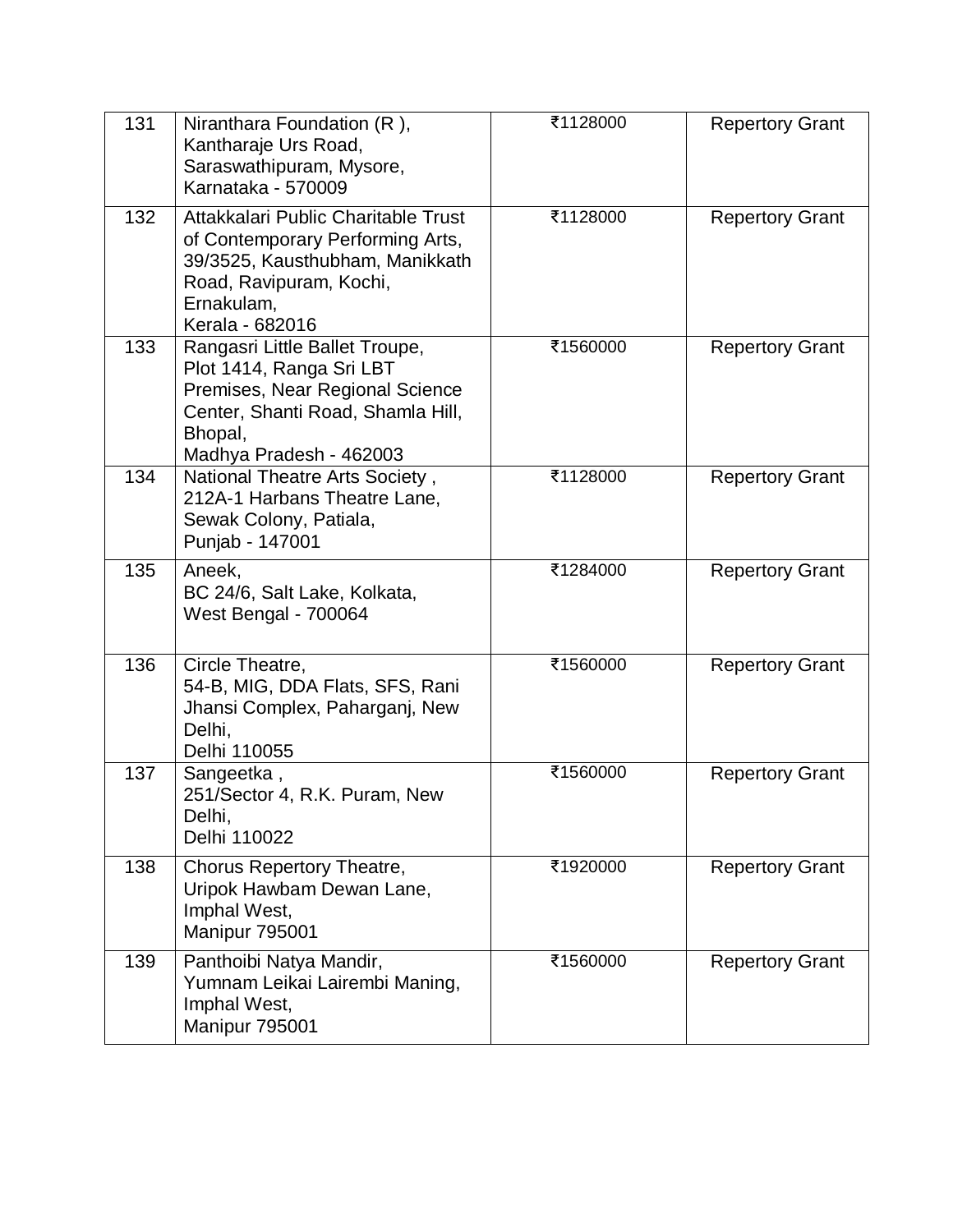| 131 | Niranthara Foundation (R ), Kantharaje Urs Road, Saraswathipuram, Mysore, Karnataka - 570009 | ₹1128000 | Repertory Grant |
|---|---|---|---|
| 132 | Attakkalari Public Charitable Trust of Contemporary Performing Arts, 39/3525, Kausthubham, Manikkath Road, Ravipuram, Kochi, Ernakulam, Kerala - 682016 | ₹1128000 | Repertory Grant |
| 133 | Rangasri Little Ballet Troupe, Plot 1414, Ranga Sri LBT Premises, Near Regional Science Center, Shanti Road, Shamla Hill, Bhopal, Madhya Pradesh - 462003 | ₹1560000 | Repertory Grant |
| 134 | National Theatre Arts Society , 212A-1 Harbans Theatre Lane, Sewak Colony, Patiala, Punjab - 147001 | ₹1128000 | Repertory Grant |
| 135 | Aneek, BC 24/6, Salt Lake, Kolkata, West Bengal - 700064 | ₹1284000 | Repertory Grant |
| 136 | Circle Theatre, 54-B, MIG, DDA Flats, SFS, Rani Jhansi Complex, Paharganj, New Delhi, Delhi 110055 | ₹1560000 | Repertory Grant |
| 137 | Sangeetka , 251/Sector 4, R.K. Puram, New Delhi, Delhi 110022 | ₹1560000 | Repertory Grant |
| 138 | Chorus Repertory Theatre, Uripok Hawbam Dewan Lane, Imphal West, Manipur 795001 | ₹1920000 | Repertory Grant |
| 139 | Panthoibi Natya Mandir, Yumnam Leikai Lairembi Maning, Imphal West, Manipur 795001 | ₹1560000 | Repertory Grant |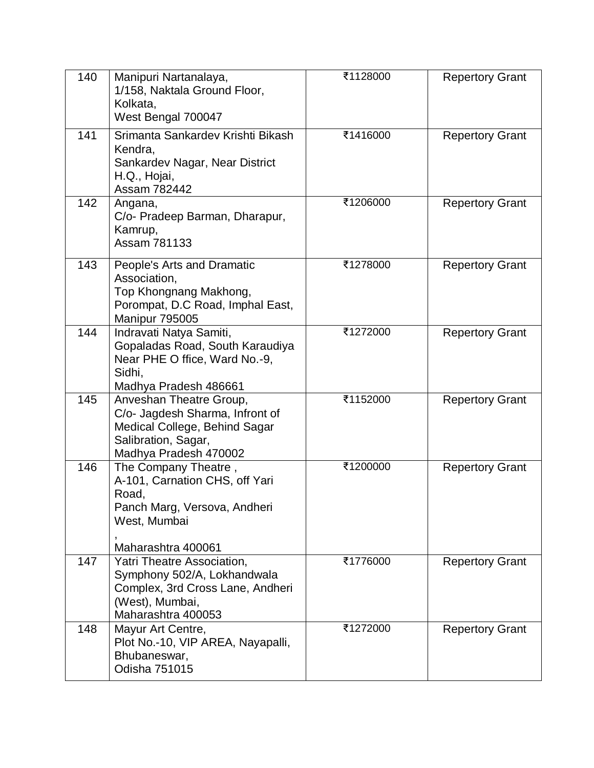| 140 | Manipuri Nartanalaya,<br>1/158, Naktala Ground Floor,<br>Kolkata,<br>West Bengal 700047 | ₹1128000 | Repertory Grant |
|---|---|---|---|
| 141 | Srimanta Sankardev Krishti Bikash Kendra,<br>Sankardev Nagar, Near District H.Q., Hojai,<br>Assam 782442 | ₹1416000 | Repertory Grant |
| 142 | Angana,<br>C/o- Pradeep Barman, Dharapur,<br>Kamrup,<br>Assam 781133 | ₹1206000 | Repertory Grant |
| 143 | People's Arts and Dramatic Association,<br>Top Khongnang Makhong,<br>Porompat, D.C Road, Imphal East,<br>Manipur 795005 | ₹1278000 | Repertory Grant |
| 144 | Indravati Natya Samiti,<br>Gopaladas Road, South Karaudiya<br>Near PHE O ffice, Ward No.-9,<br>Sidhi,<br>Madhya Pradesh 486661 | ₹1272000 | Repertory Grant |
| 145 | Anveshan Theatre Group,<br>C/o- Jagdesh Sharma, Infront of<br>Medical College, Behind Sagar<br>Salibration, Sagar,<br>Madhya Pradesh 470002 | ₹1152000 | Repertory Grant |
| 146 | The Company Theatre ,<br>A-101, Carnation CHS, off Yari<br>Road,<br>Panch Marg, Versova, Andheri<br>West, Mumbai<br>,<br>Maharashtra 400061 | ₹1200000 | Repertory Grant |
| 147 | Yatri Theatre Association,<br>Symphony 502/A, Lokhandwala<br>Complex, 3rd Cross Lane, Andheri<br>(West), Mumbai,<br>Maharashtra 400053 | ₹1776000 | Repertory Grant |
| 148 | Mayur Art Centre,<br>Plot No.-10, VIP AREA, Nayapalli,<br>Bhubaneswar,<br>Odisha 751015 | ₹1272000 | Repertory Grant |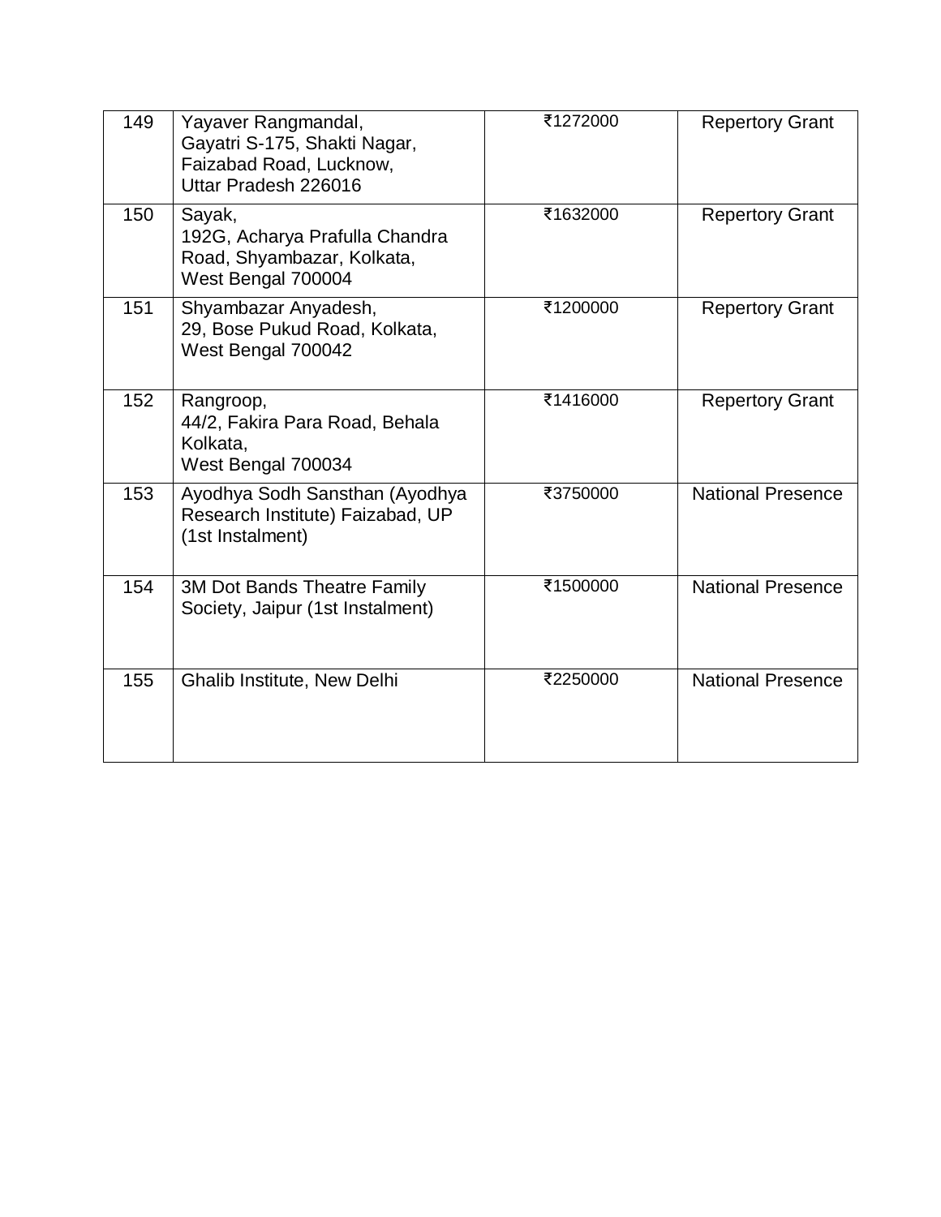| | | | |
|---|---|---|---|
| 149 | Yayaver Rangmandal, Gayatri S-175, Shakti Nagar, Faizabad Road, Lucknow, Uttar Pradesh 226016 | ₹1272000 | Repertory Grant |
| 150 | Sayak, 192G, Acharya Prafulla Chandra Road, Shyambazar, Kolkata, West Bengal 700004 | ₹1632000 | Repertory Grant |
| 151 | Shyambazar Anyadesh, 29, Bose Pukud Road, Kolkata, West Bengal 700042 | ₹1200000 | Repertory Grant |
| 152 | Rangroop, 44/2, Fakira Para Road, Behala Kolkata, West Bengal 700034 | ₹1416000 | Repertory Grant |
| 153 | Ayodhya Sodh Sansthan (Ayodhya Research Institute) Faizabad, UP (1st Instalment) | ₹3750000 | National Presence |
| 154 | 3M Dot Bands Theatre Family Society, Jaipur (1st Instalment) | ₹1500000 | National Presence |
| 155 | Ghalib Institute, New Delhi | ₹2250000 | National Presence |